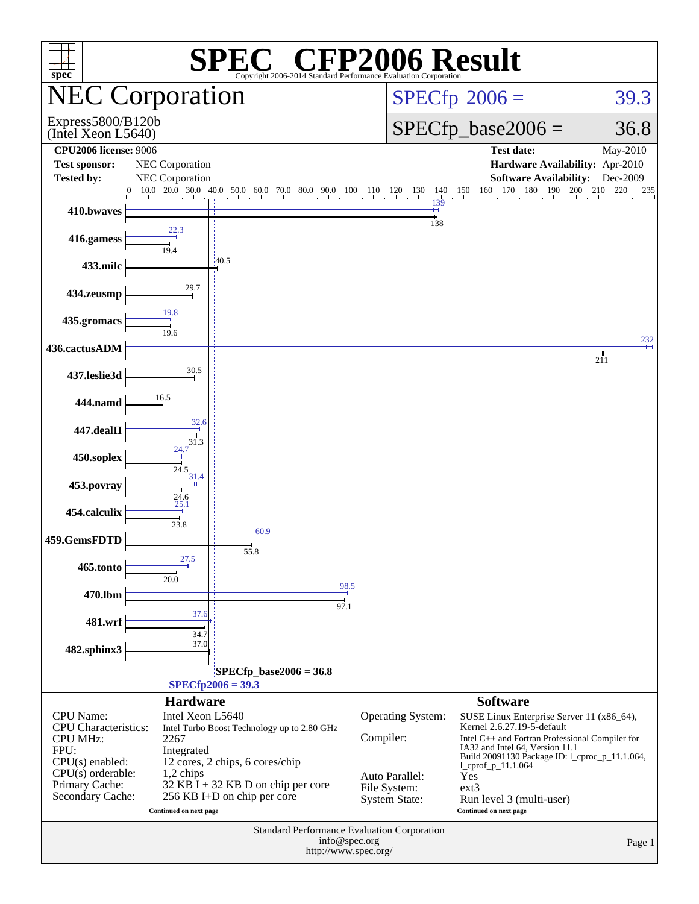# SPEC CFP2006 Result

Copyright 2006-2014 Standard Performance Evaluation Corporation

## NEC Corporation

Express5800/B120b
(Intel Xeon L5640)

SPECfp 2006 = 39.3

SPECfp_base2006 = 36.8

| | | | |
|---|---|---|---|
| **CPU2006 license:** 9006 | | **Test date:** | May-2010 |
| **Test sponsor:** | NEC Corporation | **Hardware Availability:** | Apr-2010 |
| **Tested by:** | NEC Corporation | **Software Availability:** | Dec-2009 |

| Benchmark | Peak | Base |
|---|---|---|
| 410.bwaves | 139 | 138 |
| 416.gamess | 22.3 | 19.4 |
| 433.milc | | 40.5 |
| 434.zeusmp | | 29.7 |
| 435.gromacs | 19.8 | 19.6 |
| 436.cactusADM | 232 | 211 |
| 437.leslie3d | | 30.5 |
| 444.namd | | 16.5 |
| 447.dealII | 32.6 | 31.3 |
| 450.soplex | 24.7 | 24.5 |
| 453.povray | 31.4 | 24.6 |
| 454.calculix | 25.1 | 23.8 |
| 459.GemsFDTD | 60.9 | 55.8 |
| 465.tonto | 27.5 | 20.0 |
| 470.lbm | 98.5 | 97.1 |
| 481.wrf | 37.6 | 34.7 |
| 482.sphinx3 | | 37.0 |

SPECfp_base2006 = 36.8

SPECfp2006 = 39.3

### Hardware

| | |
|---|---|
| CPU Name: | Intel Xeon L5640 |
| CPU Characteristics: | Intel Turbo Boost Technology up to 2.80 GHz |
| CPU MHz: | 2267 |
| FPU: | Integrated |
| CPU(s) enabled: | 12 cores, 2 chips, 6 cores/chip |
| CPU(s) orderable: | 1,2 chips |
| Primary Cache: | 32 KB I + 32 KB D on chip per core |
| Secondary Cache: | 256 KB I+D on chip per core |

Continued on next page

### Software

| | |
|---|---|
| Operating System: | SUSE Linux Enterprise Server 11 (x86_64), Kernel 2.6.27.19-5-default |
| Compiler: | Intel C++ and Fortran Professional Compiler for IA32 and Intel 64, Version 11.1 Build 20091130 Package ID: l_cproc_p_11.1.064, l_cprof_p_11.1.064 |
| Auto Parallel: | Yes |
| File System: | ext3 |
| System State: | Run level 3 (multi-user) |

Continued on next page

Standard Performance Evaluation Corporation
info@spec.org
http://www.spec.org/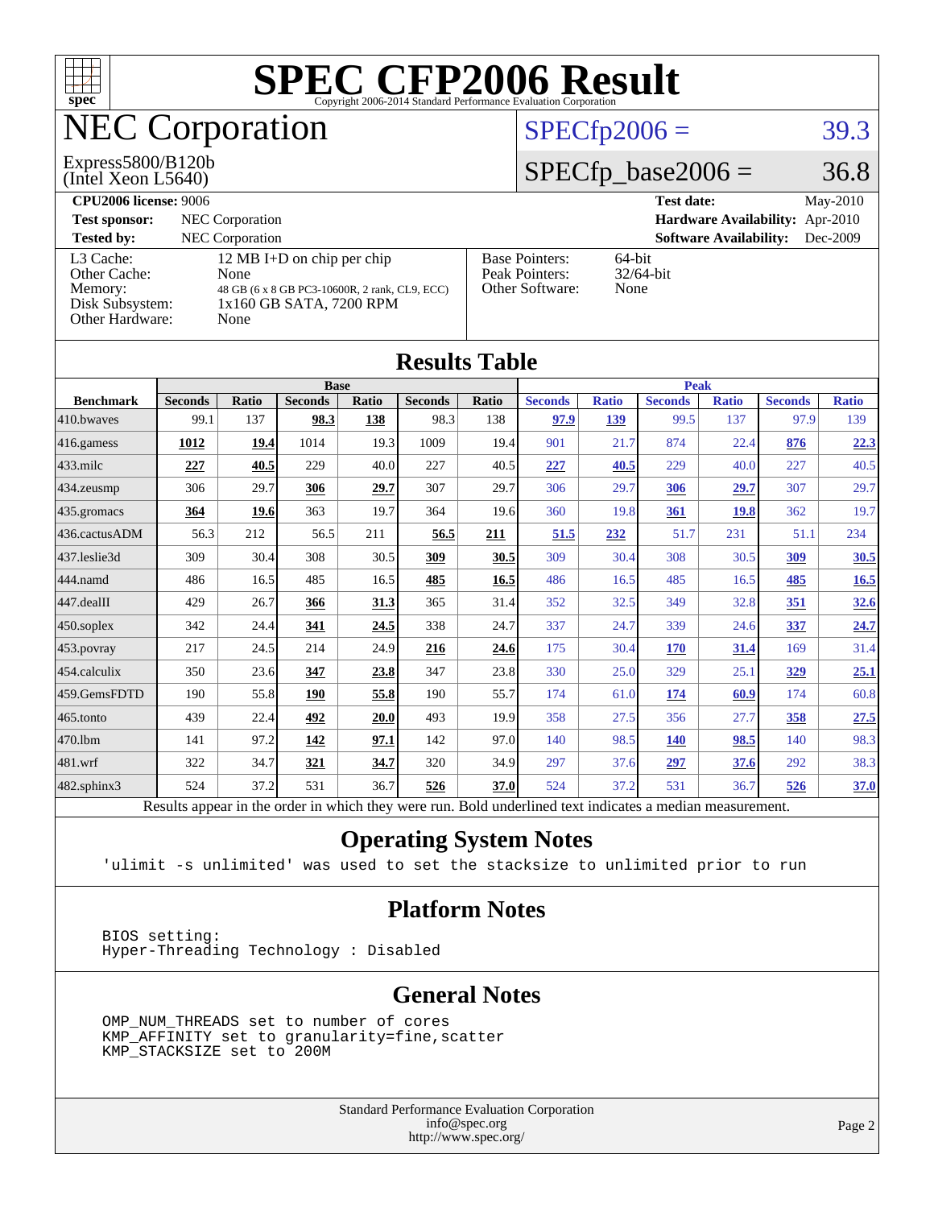# SPEC CFP2006 Result

Copyright 2006-2014 Standard Performance Evaluation Corporation

## NEC Corporation

Express5800/B120b
(Intel Xeon L5640)

SPECfp2006 = 39.3

SPECfp_base2006 = 36.8

| | | | |
|---|---|---|---|
| **CPU2006 license:** 9006 | | **Test date:** | May-2010 |
| **Test sponsor:** | NEC Corporation | **Hardware Availability:** | Apr-2010 |
| **Tested by:** | NEC Corporation | **Software Availability:** | Dec-2009 |

| | |
|---|---|
| L3 Cache: | 12 MB I+D on chip per chip |
| Other Cache: | None |
| Memory: | 48 GB (6 x 8 GB PC3-10600R, 2 rank, CL9, ECC) |
| Disk Subsystem: | 1x160 GB SATA, 7200 RPM |
| Other Hardware: | None |

| | |
|---|---|
| Base Pointers: | 64-bit |
| Peak Pointers: | 32/64-bit |
| Other Software: | None |

## Results Table

| | Base | | | | | | Peak | | | | | |
|---|---|---|---|---|---|---|---|---|---|---|---|---|
| **Benchmark** | **Seconds** | **Ratio** | **Seconds** | **Ratio** | **Seconds** | **Ratio** | **Seconds** | **Ratio** | **Seconds** | **Ratio** | **Seconds** | **Ratio** |
| 410.bwaves | 99.1 | 137 | **98.3** | **138** | 98.3 | 138 | **97.9** | **139** | 99.5 | 137 | 97.9 | 139 |
| 416.gamess | **1012** | **19.4** | 1014 | 19.3 | 1009 | 19.4 | 901 | 21.7 | 874 | 22.4 | **876** | **22.3** |
| 433.milc | **227** | **40.5** | 229 | 40.0 | 227 | 40.5 | **227** | **40.5** | 229 | 40.0 | 227 | 40.5 |
| 434.zeusmp | 306 | 29.7 | **306** | **29.7** | 307 | 29.7 | 306 | 29.7 | **306** | **29.7** | 307 | 29.7 |
| 435.gromacs | **364** | **19.6** | 363 | 19.7 | 364 | 19.6 | 360 | 19.8 | **361** | **19.8** | 362 | 19.7 |
| 436.cactusADM | 56.3 | 212 | 56.5 | 211 | **56.5** | **211** | **51.5** | **232** | 51.7 | 231 | 51.1 | 234 |
| 437.leslie3d | 309 | 30.4 | 308 | 30.5 | **309** | **30.5** | 309 | 30.4 | 308 | 30.5 | **309** | **30.5** |
| 444.namd | 486 | 16.5 | 485 | 16.5 | **485** | **16.5** | 486 | 16.5 | 485 | 16.5 | **485** | **16.5** |
| 447.dealII | 429 | 26.7 | **366** | **31.3** | 365 | 31.4 | 352 | 32.5 | 349 | 32.8 | **351** | **32.6** |
| 450.soplex | 342 | 24.4 | **341** | **24.5** | 338 | 24.7 | 337 | 24.7 | 339 | 24.6 | **337** | **24.7** |
| 453.povray | 217 | 24.5 | 214 | 24.9 | **216** | **24.6** | 175 | 30.4 | **170** | **31.4** | 169 | 31.4 |
| 454.calculix | 350 | 23.6 | **347** | **23.8** | 347 | 23.8 | 330 | 25.0 | 329 | 25.1 | **329** | **25.1** |
| 459.GemsFDTD | 190 | 55.8 | **190** | **55.8** | 190 | 55.7 | 174 | 61.0 | **174** | **60.9** | 174 | 60.8 |
| 465.tonto | 439 | 22.4 | **492** | **20.0** | 493 | 19.9 | 358 | 27.5 | 356 | 27.7 | **358** | **27.5** |
| 470.lbm | 141 | 97.2 | **142** | **97.1** | 142 | 97.0 | 140 | 98.5 | **140** | **98.5** | 140 | 98.3 |
| 481.wrf | 322 | 34.7 | **321** | **34.7** | 320 | 34.9 | 297 | 37.6 | **297** | **37.6** | 292 | 38.3 |
| 482.sphinx3 | 524 | 37.2 | 531 | 36.7 | **526** | **37.0** | 524 | 37.2 | 531 | 36.7 | **526** | **37.0** |

Results appear in the order in which they were run. Bold underlined text indicates a median measurement.

## Operating System Notes

```
'ulimit -s unlimited' was used to set the stacksize to unlimited prior to run
```

## Platform Notes

```
BIOS setting:
Hyper-Threading Technology : Disabled
```

## General Notes

```
OMP_NUM_THREADS set to number of cores
KMP_AFFINITY set to granularity=fine,scatter
KMP_STACKSIZE set to 200M
```

Standard Performance Evaluation Corporation
info@spec.org
http://www.spec.org/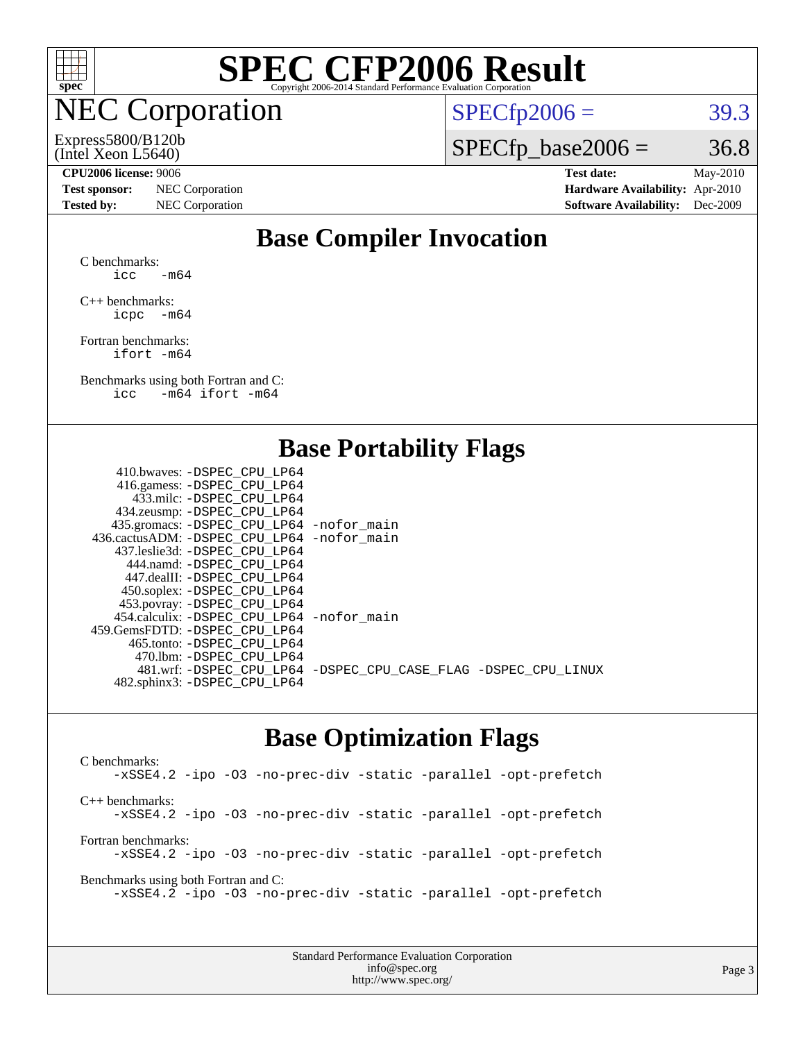# SPEC CFP2006 Result

Copyright 2006-2014 Standard Performance Evaluation Corporation

## NEC Corporation

Express5800/B120b
(Intel Xeon L5640)

SPECfp2006 = 39.3

SPECfp_base2006 = 36.8

| | | | |
|---|---|---|---|
| **CPU2006 license:** 9006 | | **Test date:** | May-2010 |
| **Test sponsor:** | NEC Corporation | **Hardware Availability:** | Apr-2010 |
| **Tested by:** | NEC Corporation | **Software Availability:** | Dec-2009 |

## Base Compiler Invocation

C benchmarks:
```
icc   -m64
```

C++ benchmarks:
```
icpc  -m64
```

Fortran benchmarks:
```
ifort -m64
```

Benchmarks using both Fortran and C:
```
icc   -m64 ifort -m64
```

## Base Portability Flags

| Benchmark | Flags |
|---|---|
| 410.bwaves: | -DSPEC_CPU_LP64 |
| 416.gamess: | -DSPEC_CPU_LP64 |
| 433.milc: | -DSPEC_CPU_LP64 |
| 434.zeusmp: | -DSPEC_CPU_LP64 |
| 435.gromacs: | -DSPEC_CPU_LP64 -nofor_main |
| 436.cactusADM: | -DSPEC_CPU_LP64 -nofor_main |
| 437.leslie3d: | -DSPEC_CPU_LP64 |
| 444.namd: | -DSPEC_CPU_LP64 |
| 447.dealII: | -DSPEC_CPU_LP64 |
| 450.soplex: | -DSPEC_CPU_LP64 |
| 453.povray: | -DSPEC_CPU_LP64 |
| 454.calculix: | -DSPEC_CPU_LP64 -nofor_main |
| 459.GemsFDTD: | -DSPEC_CPU_LP64 |
| 465.tonto: | -DSPEC_CPU_LP64 |
| 470.lbm: | -DSPEC_CPU_LP64 |
| 481.wrf: | -DSPEC_CPU_LP64 -DSPEC_CPU_CASE_FLAG -DSPEC_CPU_LINUX |
| 482.sphinx3: | -DSPEC_CPU_LP64 |

## Base Optimization Flags

C benchmarks:
```
-xSSE4.2 -ipo -O3 -no-prec-div -static -parallel -opt-prefetch
```

C++ benchmarks:
```
-xSSE4.2 -ipo -O3 -no-prec-div -static -parallel -opt-prefetch
```

Fortran benchmarks:
```
-xSSE4.2 -ipo -O3 -no-prec-div -static -parallel -opt-prefetch
```

Benchmarks using both Fortran and C:
```
-xSSE4.2 -ipo -O3 -no-prec-div -static -parallel -opt-prefetch
```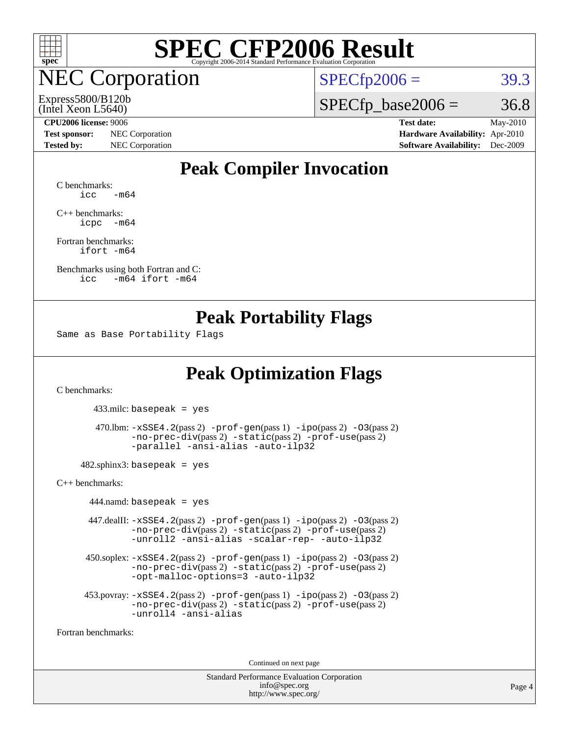# SPEC CFP2006 Result

Copyright 2006-2014 Standard Performance Evaluation Corporation

## NEC Corporation

Express5800/B120b
(Intel Xeon L5640)

SPECfp2006 = 39.3

SPECfp_base2006 = 36.8

| | | | |
|---|---|---|---|
| **CPU2006 license:** 9006 | | **Test date:** | May-2010 |
| **Test sponsor:** | NEC Corporation | **Hardware Availability:** | Apr-2010 |
| **Tested by:** | NEC Corporation | **Software Availability:** | Dec-2009 |

## Peak Compiler Invocation

C benchmarks:
```
icc   -m64
```

C++ benchmarks:
```
icpc  -m64
```

Fortran benchmarks:
```
ifort -m64
```

Benchmarks using both Fortran and C:
```
icc   -m64 ifort -m64
```

## Peak Portability Flags

Same as Base Portability Flags

## Peak Optimization Flags

C benchmarks:

433.milc: `basepeak = yes`

470.lbm: `-xSSE4.2`(pass 2) `-prof-gen`(pass 1) `-ipo`(pass 2) `-O3`(pass 2) `-no-prec-div`(pass 2) `-static`(pass 2) `-prof-use`(pass 2) `-parallel -ansi-alias -auto-ilp32`

482.sphinx3: `basepeak = yes`

C++ benchmarks:

444.namd: `basepeak = yes`

447.dealII: `-xSSE4.2`(pass 2) `-prof-gen`(pass 1) `-ipo`(pass 2) `-O3`(pass 2) `-no-prec-div`(pass 2) `-static`(pass 2) `-prof-use`(pass 2) `-unroll2 -ansi-alias -scalar-rep- -auto-ilp32`

450.soplex: `-xSSE4.2`(pass 2) `-prof-gen`(pass 1) `-ipo`(pass 2) `-O3`(pass 2) `-no-prec-div`(pass 2) `-static`(pass 2) `-prof-use`(pass 2) `-opt-malloc-options=3 -auto-ilp32`

453.povray: `-xSSE4.2`(pass 2) `-prof-gen`(pass 1) `-ipo`(pass 2) `-O3`(pass 2) `-no-prec-div`(pass 2) `-static`(pass 2) `-prof-use`(pass 2) `-unroll4 -ansi-alias`

Fortran benchmarks:

Continued on next page

Standard Performance Evaluation Corporation
info@spec.org
http://www.spec.org/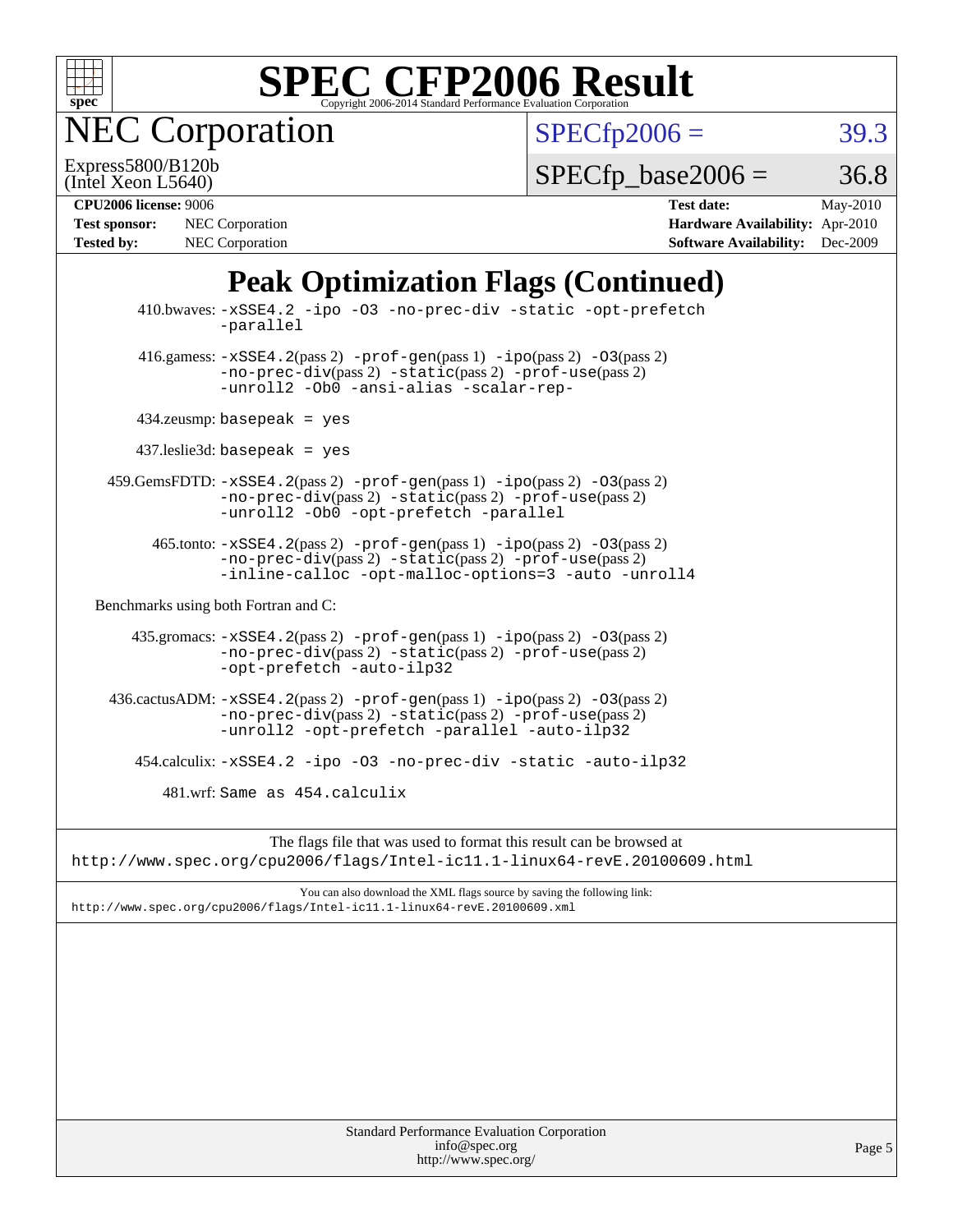# Peak Optimization Flags (Continued)

410.bwaves: -xSSE4.2 -ipo -O3 -no-prec-div -static -opt-prefetch -parallel

416.gamess: -xSSE4.2(pass 2) -prof-gen(pass 1) -ipo(pass 2) -O3(pass 2) -no-prec-div(pass 2) -static(pass 2) -prof-use(pass 2) -unroll2 -Ob0 -ansi-alias -scalar-rep-

434.zeusmp: basepeak = yes

437.leslie3d: basepeak = yes

459.GemsFDTD: -xSSE4.2(pass 2) -prof-gen(pass 1) -ipo(pass 2) -O3(pass 2) -no-prec-div(pass 2) -static(pass 2) -prof-use(pass 2) -unroll2 -Ob0 -opt-prefetch -parallel

465.tonto: -xSSE4.2(pass 2) -prof-gen(pass 1) -ipo(pass 2) -O3(pass 2) -no-prec-div(pass 2) -static(pass 2) -prof-use(pass 2) -inline-calloc -opt-malloc-options=3 -auto -unroll4

Benchmarks using both Fortran and C:

435.gromacs: -xSSE4.2(pass 2) -prof-gen(pass 1) -ipo(pass 2) -O3(pass 2) -no-prec-div(pass 2) -static(pass 2) -prof-use(pass 2) -opt-prefetch -auto-ilp32

436.cactusADM: -xSSE4.2(pass 2) -prof-gen(pass 1) -ipo(pass 2) -O3(pass 2) -no-prec-div(pass 2) -static(pass 2) -prof-use(pass 2) -unroll2 -opt-prefetch -parallel -auto-ilp32

454.calculix: -xSSE4.2 -ipo -O3 -no-prec-div -static -auto-ilp32

481.wrf: Same as 454.calculix

The flags file that was used to format this result can be browsed at
http://www.spec.org/cpu2006/flags/Intel-ic11.1-linux64-revE.20100609.html

You can also download the XML flags source by saving the following link:
http://www.spec.org/cpu2006/flags/Intel-ic11.1-linux64-revE.20100609.xml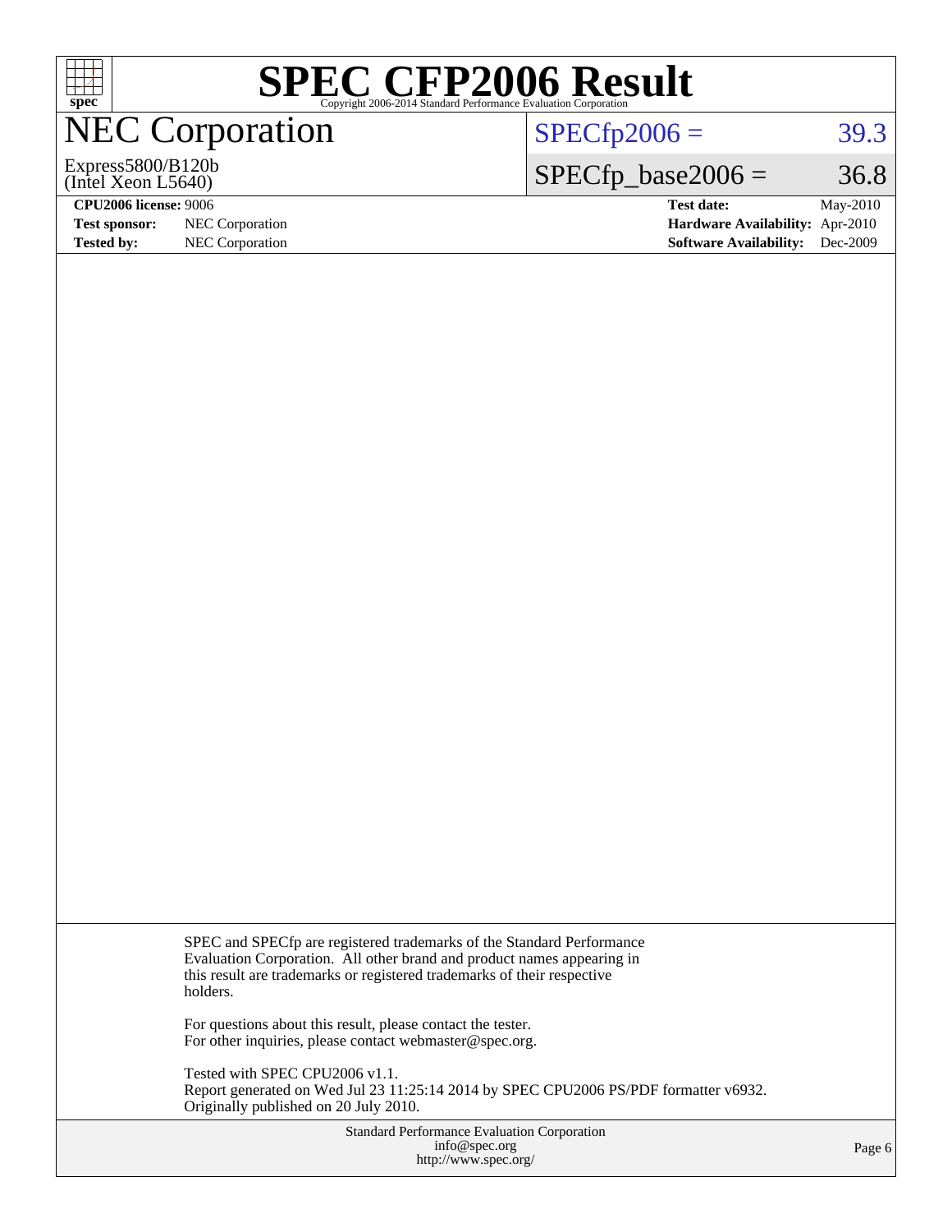SPEC and SPECfp are registered trademarks of the Standard Performance Evaluation Corporation. All other brand and product names appearing in this result are trademarks or registered trademarks of their respective holders.

For questions about this result, please contact the tester.
For other inquiries, please contact webmaster@spec.org.

Tested with SPEC CPU2006 v1.1.
Report generated on Wed Jul 23 11:25:14 2014 by SPEC CPU2006 PS/PDF formatter v6932.
Originally published on 20 July 2010.